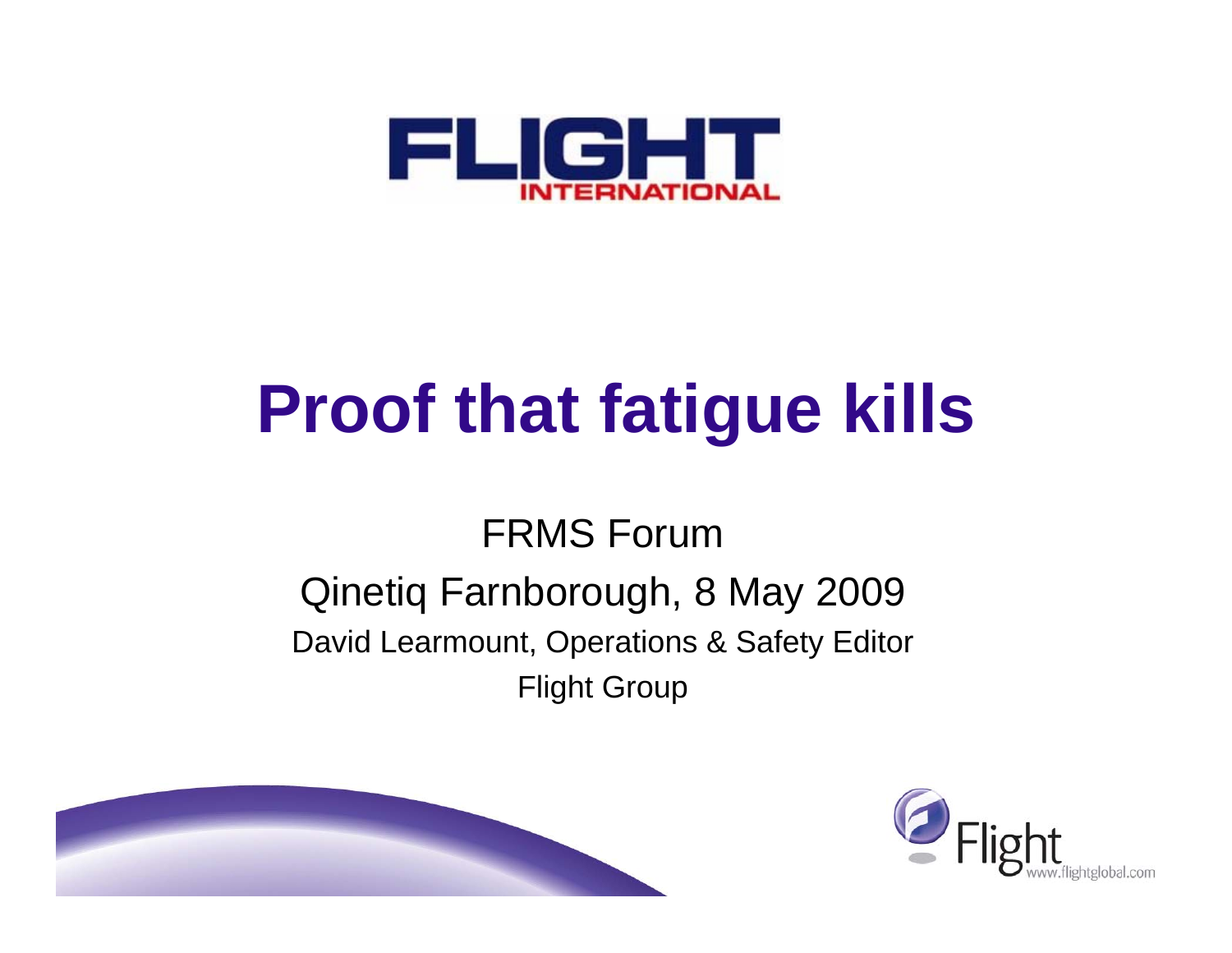FLIGHT INTERNATIONAL

# Proof that fatigue kills

FRMS Forum

Qinetiq Farnborough, 8 May 2009

David Learmount, Operations & Safety Editor

Flight Group

Flight www.flightglobal.com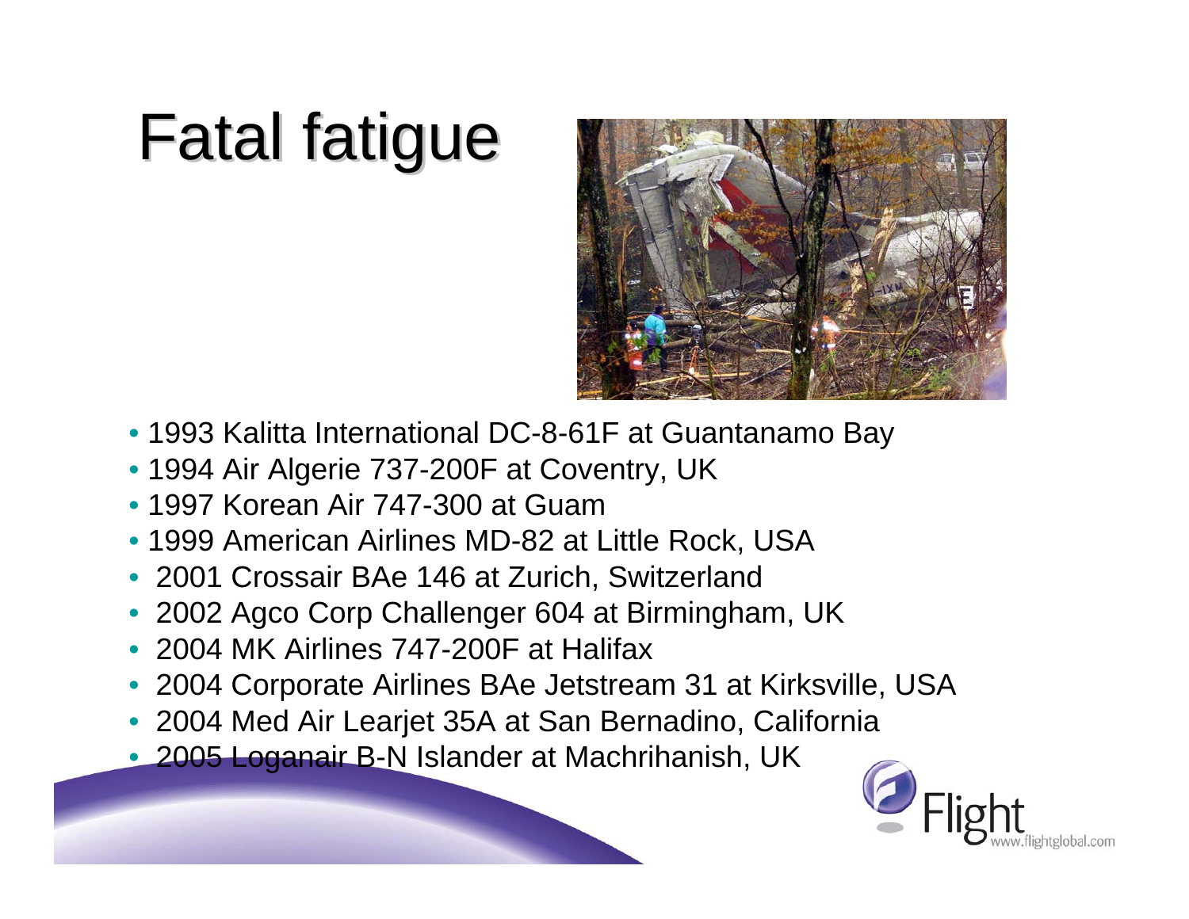# Fatal fatigue

- 1993 Kalitta International DC-8-61F at Guantanamo Bay
- 1994 Air Algerie 737-200F at Coventry, UK
- 1997 Korean Air 747-300 at Guam
- 1999 American Airlines MD-82 at Little Rock, USA
- 2001 Crossair BAe 146 at Zurich, Switzerland
- 2002 Agco Corp Challenger 604 at Birmingham, UK
- 2004 MK Airlines 747-200F at Halifax
- 2004 Corporate Airlines BAe Jetstream 31 at Kirksville, USA
- 2004 Med Air Learjet 35A at San Bernadino, California
- 2005 Loganair B-N Islander at Machrihanish, UK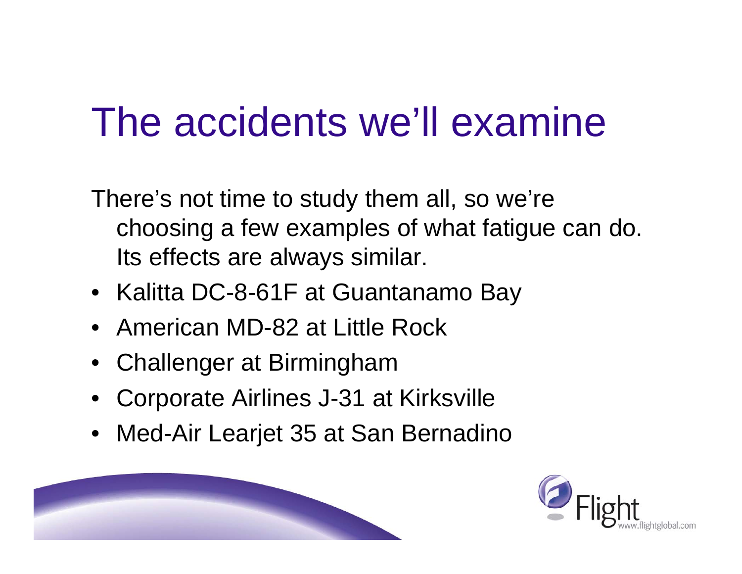# The accidents we'll examine

There's not time to study them all, so we're choosing a few examples of what fatigue can do. Its effects are always similar.

- Kalitta DC-8-61F at Guantanamo Bay
- American MD-82 at Little Rock
- Challenger at Birmingham
- Corporate Airlines J-31 at Kirksville
- Med-Air Learjet 35 at San Bernadino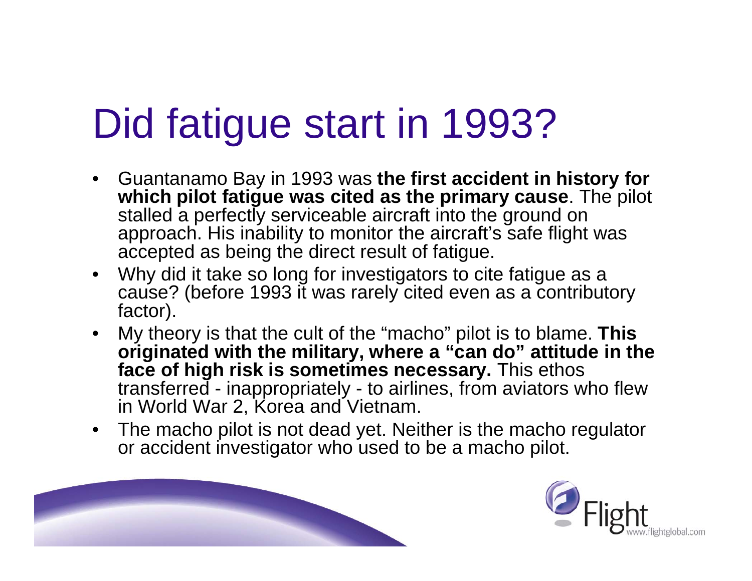# Did fatigue start in 1993?

- Guantanamo Bay in 1993 was **the first accident in history for which pilot fatigue was cited as the primary cause**. The pilot stalled a perfectly serviceable aircraft into the ground on approach. His inability to monitor the aircraft's safe flight was accepted as being the direct result of fatigue.
- Why did it take so long for investigators to cite fatigue as a cause? (before 1993 it was rarely cited even as a contributory factor).
- My theory is that the cult of the "macho" pilot is to blame. **This originated with the military, where a "can do" attitude in the face of high risk is sometimes necessary.** This ethos transferred - inappropriately - to airlines, from aviators who flew in World War 2, Korea and Vietnam.
- The macho pilot is not dead yet. Neither is the macho regulator or accident investigator who used to be a macho pilot.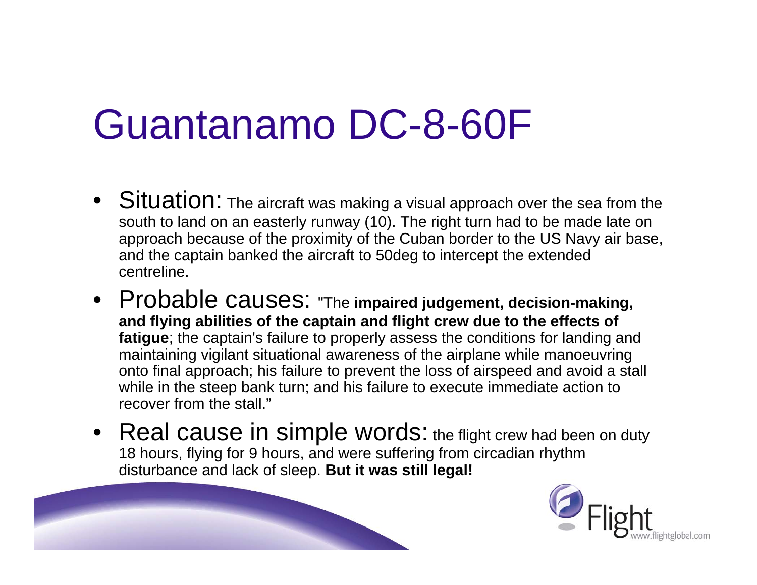# Guantanamo DC-8-60F

- **Situation:** The aircraft was making a visual approach over the sea from the south to land on an easterly runway (10). The right turn had to be made late on approach because of the proximity of the Cuban border to the US Navy air base, and the captain banked the aircraft to 50deg to intercept the extended centreline.
- **Probable causes:** "The **impaired judgement, decision-making, and flying abilities of the captain and flight crew due to the effects of fatigue**; the captain's failure to properly assess the conditions for landing and maintaining vigilant situational awareness of the airplane while manoeuvring onto final approach; his failure to prevent the loss of airspeed and avoid a stall while in the steep bank turn; and his failure to execute immediate action to recover from the stall."
- **Real cause in simple words:** the flight crew had been on duty 18 hours, flying for 9 hours, and were suffering from circadian rhythm disturbance and lack of sleep. **But it was still legal!**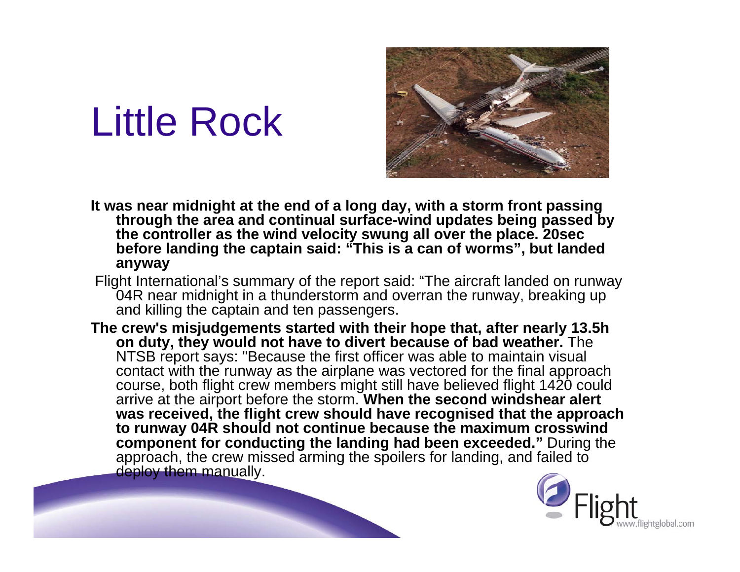# Little Rock

**It was near midnight at the end of a long day, with a storm front passing through the area and continual surface-wind updates being passed by the controller as the wind velocity swung all over the place. 20sec before landing the captain said: "This is a can of worms", but landed anyway**

Flight International's summary of the report said: "The aircraft landed on runway 04R near midnight in a thunderstorm and overran the runway, breaking up and killing the captain and ten passengers.

**The crew's misjudgements started with their hope that, after nearly 13.5h on duty, they would not have to divert because of bad weather.** The NTSB report says: "Because the first officer was able to maintain visual contact with the runway as the airplane was vectored for the final approach course, both flight crew members might still have believed flight 1420 could arrive at the airport before the storm. **When the second windshear alert was received, the flight crew should have recognised that the approach to runway 04R should not continue because the maximum crosswind component for conducting the landing had been exceeded."** During the approach, the crew missed arming the spoilers for landing, and failed to deploy them manually.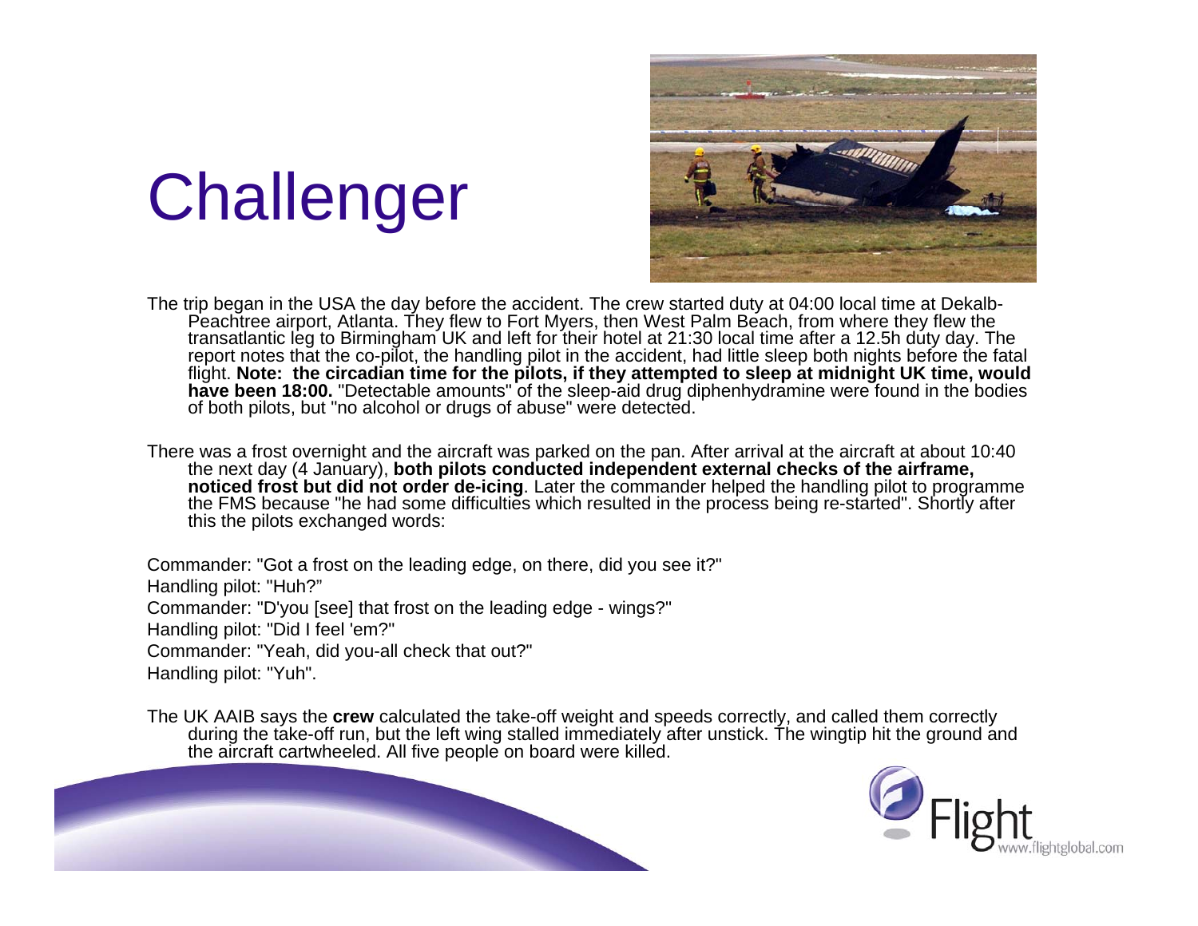# Challenger

The trip began in the USA the day before the accident. The crew started duty at 04:00 local time at Dekalb-Peachtree airport, Atlanta. They flew to Fort Myers, then West Palm Beach, from where they flew the transatlantic leg to Birmingham UK and left for their hotel at 21:30 local time after a 12.5h duty day. The report notes that the co-pilot, the handling pilot in the accident, had little sleep both nights before the fatal flight. **Note: the circadian time for the pilots, if they attempted to sleep at midnight UK time, would have been 18:00.** "Detectable amounts" of the sleep-aid drug diphenhydramine were found in the bodies of both pilots, but "no alcohol or drugs of abuse" were detected.

There was a frost overnight and the aircraft was parked on the pan. After arrival at the aircraft at about 10:40 the next day (4 January), **both pilots conducted independent external checks of the airframe, noticed frost but did not order de-icing**. Later the commander helped the handling pilot to programme the FMS because "he had some difficulties which resulted in the process being re-started". Shortly after this the pilots exchanged words:

Commander: "Got a frost on the leading edge, on there, did you see it?"

Handling pilot: "Huh?"

Commander: "D'you [see] that frost on the leading edge - wings?"

Handling pilot: "Did I feel 'em?"

Commander: "Yeah, did you-all check that out?"

Handling pilot: "Yuh".

The UK AAIB says the **crew** calculated the take-off weight and speeds correctly, and called them correctly during the take-off run, but the left wing stalled immediately after unstick. The wingtip hit the ground and the aircraft cartwheeled. All five people on board were killed.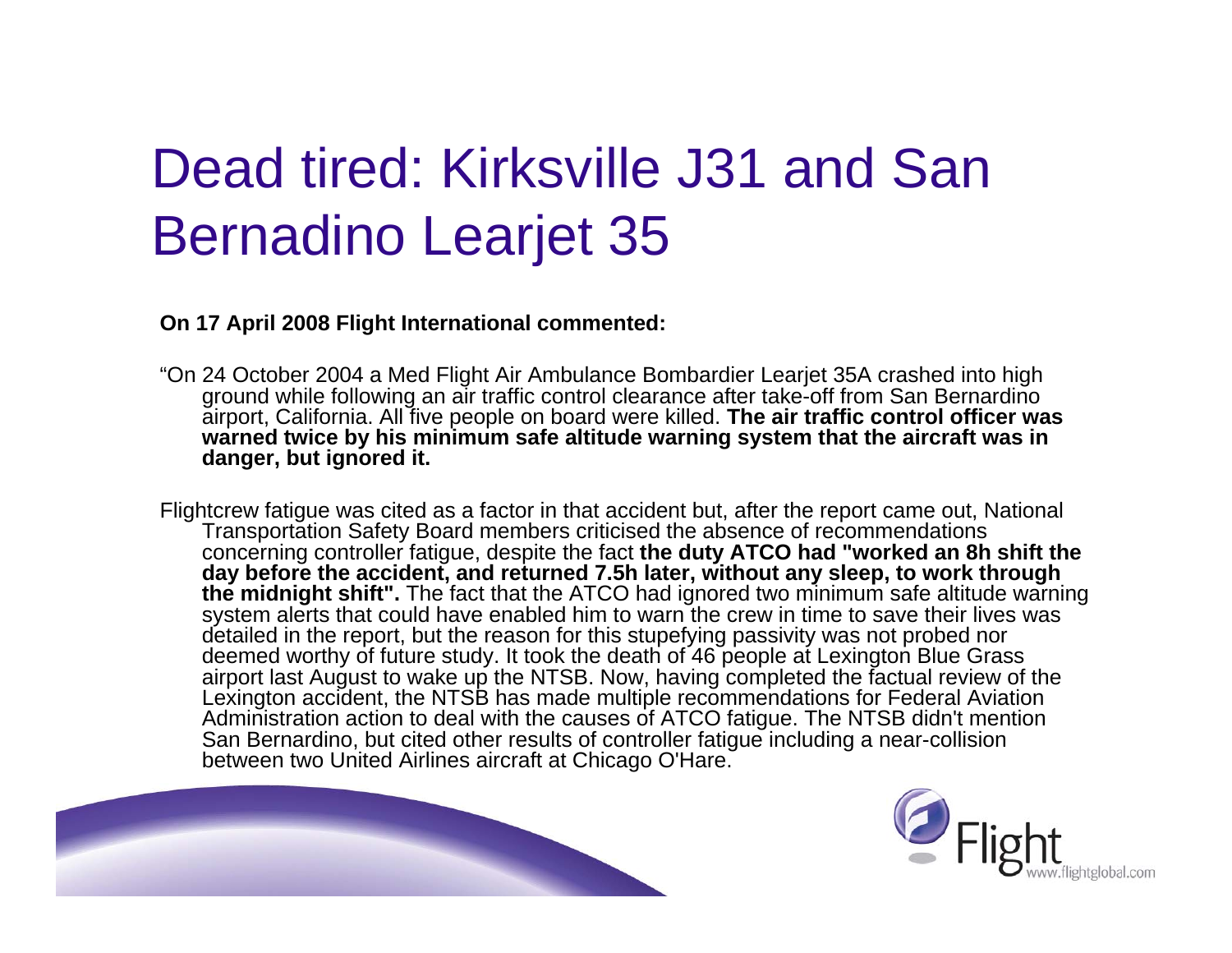# Dead tired: Kirksville J31 and San Bernadino Learjet 35

**On 17 April 2008 Flight International commented:**

"On 24 October 2004 a Med Flight Air Ambulance Bombardier Learjet 35A crashed into high ground while following an air traffic control clearance after take-off from San Bernardino airport, California. All five people on board were killed. **The air traffic control officer was warned twice by his minimum safe altitude warning system that the aircraft was in danger, but ignored it.**

Flightcrew fatigue was cited as a factor in that accident but, after the report came out, National Transportation Safety Board members criticised the absence of recommendations concerning controller fatigue, despite the fact **the duty ATCO had "worked an 8h shift the day before the accident, and returned 7.5h later, without any sleep, to work through the midnight shift".** The fact that the ATCO had ignored two minimum safe altitude warning system alerts that could have enabled him to warn the crew in time to save their lives was detailed in the report, but the reason for this stupefying passivity was not probed nor deemed worthy of future study. It took the death of 46 people at Lexington Blue Grass airport last August to wake up the NTSB. Now, having completed the factual review of the Lexington accident, the NTSB has made multiple recommendations for Federal Aviation Administration action to deal with the causes of ATCO fatigue. The NTSB didn't mention San Bernardino, but cited other results of controller fatigue including a near-collision between two United Airlines aircraft at Chicago O'Hare.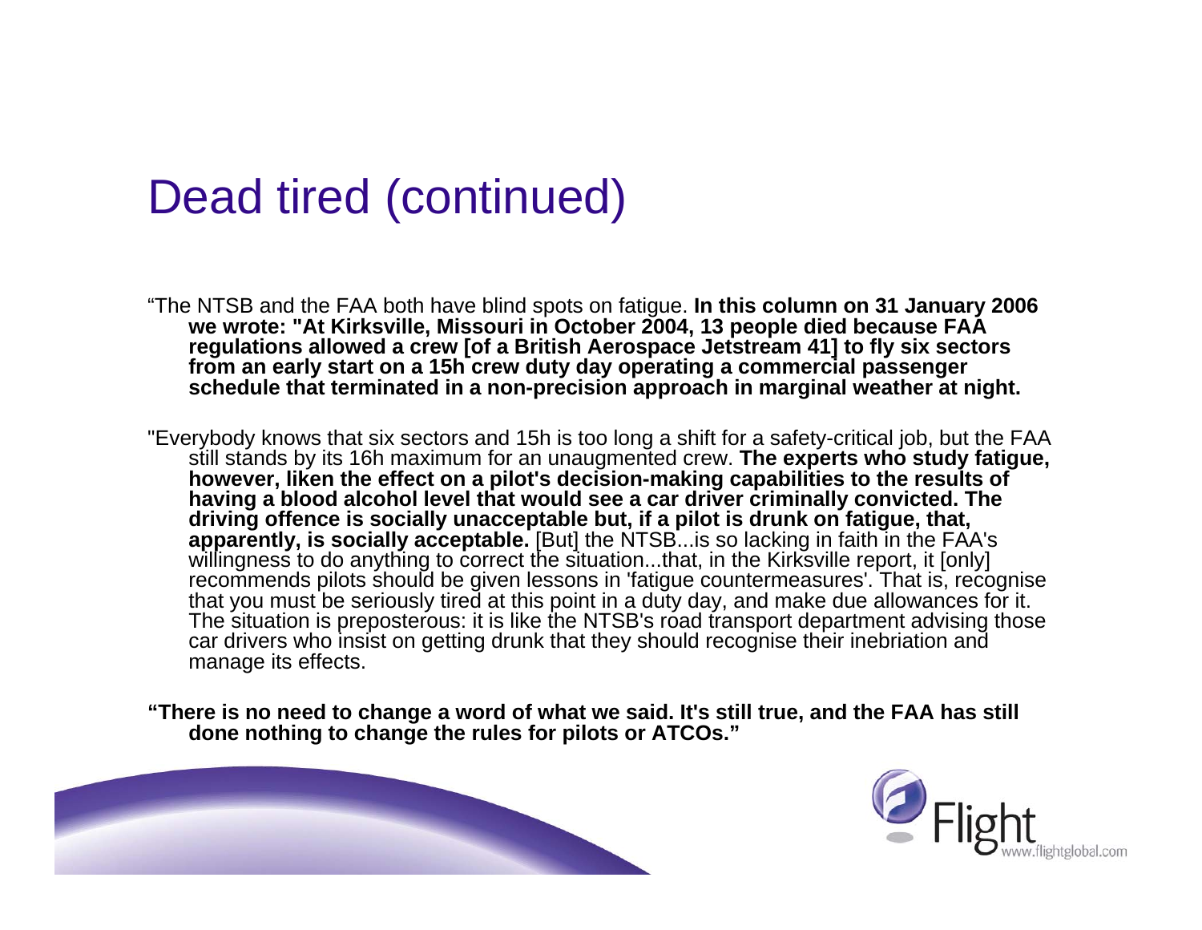# Dead tired (continued)

"The NTSB and the FAA both have blind spots on fatigue. **In this column on 31 January 2006 we wrote: "At Kirksville, Missouri in October 2004, 13 people died because FAA regulations allowed a crew [of a British Aerospace Jetstream 41] to fly six sectors from an early start on a 15h crew duty day operating a commercial passenger schedule that terminated in a non-precision approach in marginal weather at night.**

"Everybody knows that six sectors and 15h is too long a shift for a safety-critical job, but the FAA still stands by its 16h maximum for an unaugmented crew. **The experts who study fatigue, however, liken the effect on a pilot's decision-making capabilities to the results of having a blood alcohol level that would see a car driver criminally convicted. The driving offence is socially unacceptable but, if a pilot is drunk on fatigue, that, apparently, is socially acceptable.** [But] the NTSB...is so lacking in faith in the FAA's willingness to do anything to correct the situation...that, in the Kirksville report, it [only] recommends pilots should be given lessons in 'fatigue countermeasures'. That is, recognise that you must be seriously tired at this point in a duty day, and make due allowances for it. The situation is preposterous: it is like the NTSB's road transport department advising those car drivers who insist on getting drunk that they should recognise their inebriation and manage its effects.

**"There is no need to change a word of what we said. It's still true, and the FAA has still done nothing to change the rules for pilots or ATCOs."**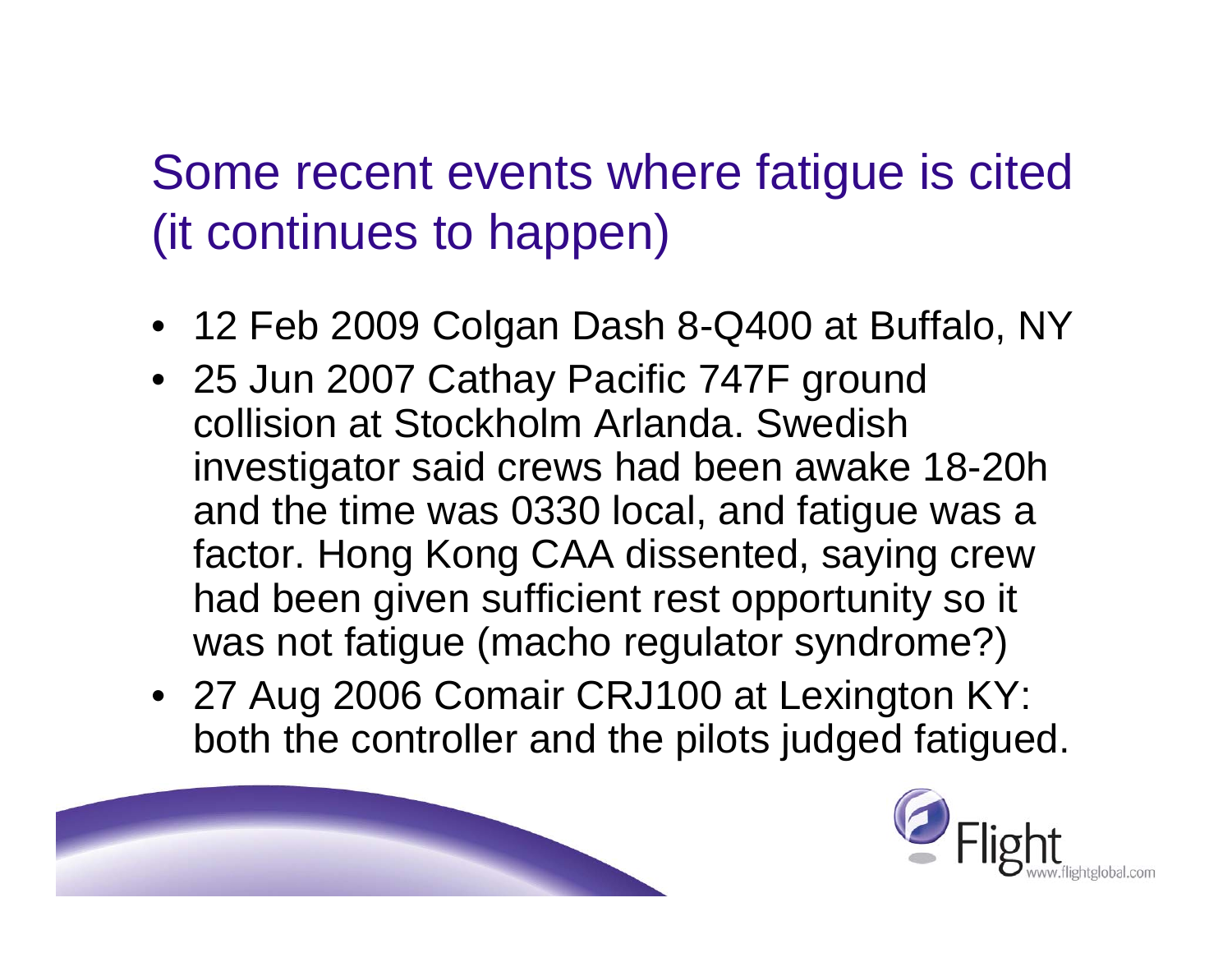# Some recent events where fatigue is cited (it continues to happen)

- 12 Feb 2009 Colgan Dash 8-Q400 at Buffalo, NY
- 25 Jun 2007 Cathay Pacific 747F ground collision at Stockholm Arlanda. Swedish investigator said crews had been awake 18-20h and the time was 0330 local, and fatigue was a factor. Hong Kong CAA dissented, saying crew had been given sufficient rest opportunity so it was not fatigue (macho regulator syndrome?)
- 27 Aug 2006 Comair CRJ100 at Lexington KY: both the controller and the pilots judged fatigued.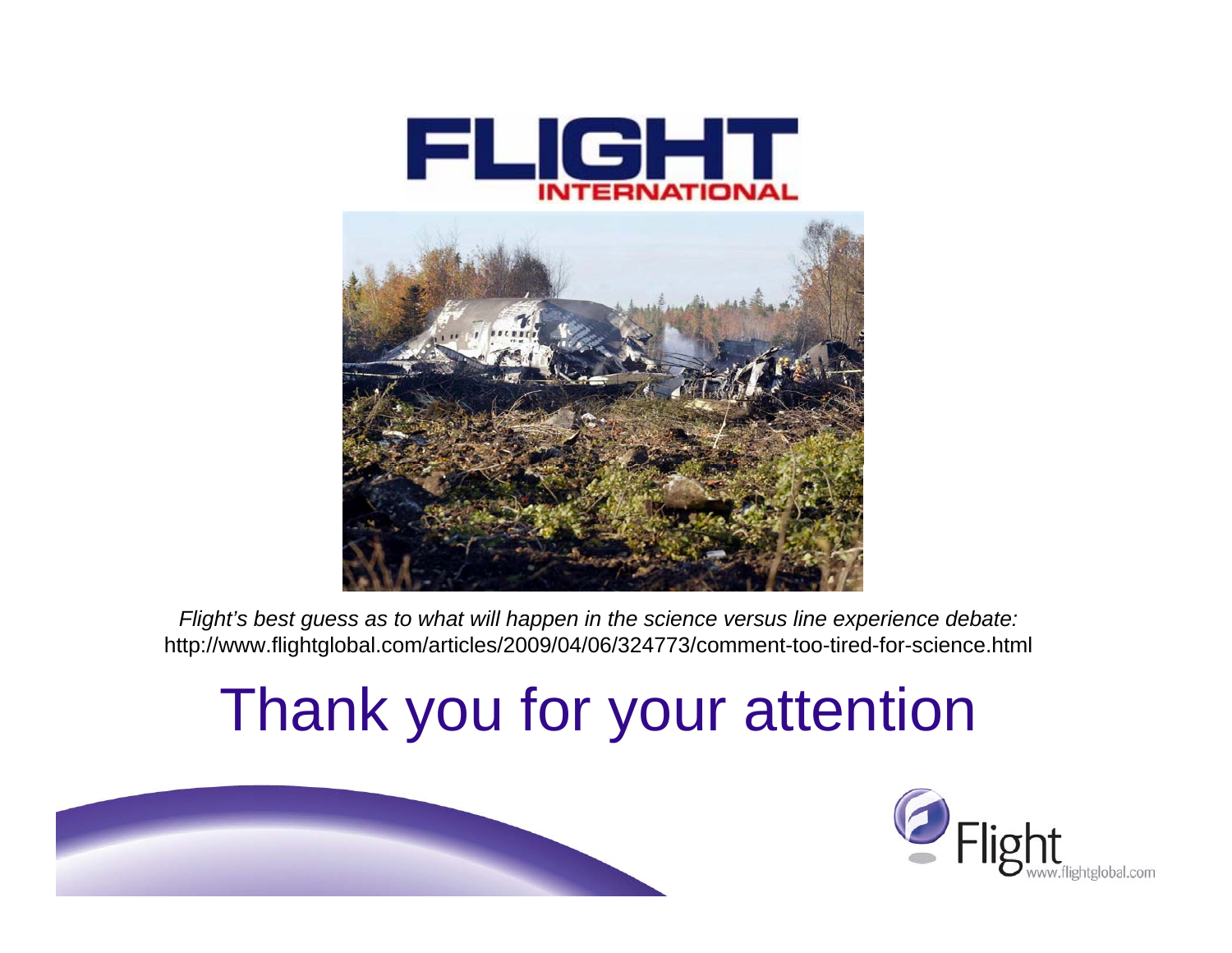*Flight's best guess as to what will happen in the science versus line experience debate:*
http://www.flightglobal.com/articles/2009/04/06/324773/comment-too-tired-for-science.html

# Thank you for your attention